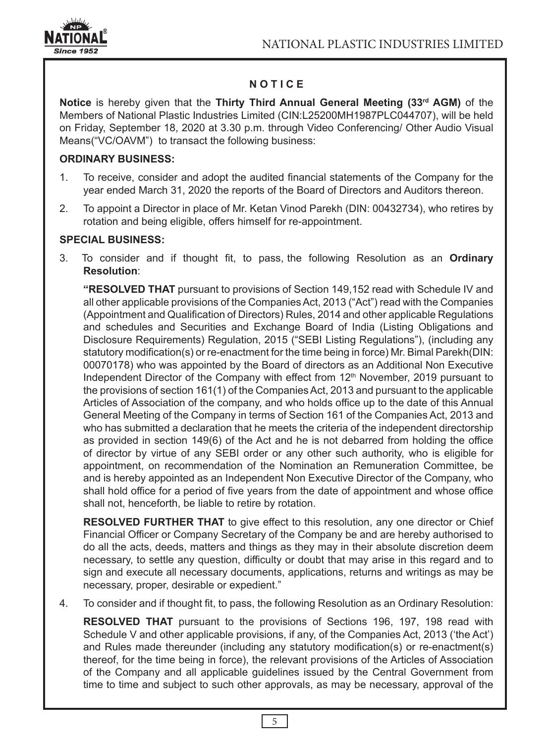## NOTICE

**Notice** is hereby given that the **Thirty Third Annual General Meeting (33rd AGM)** of the Members of National Plastic Industries Limited (CIN:L25200MH1987PLC044707), will be held on Friday, September 18, 2020 at 3.30 p.m. through Video Conferencing/ Other Audio Visual Means("VC/OAVM") to transact the following business:

### ORDINARY BUSINESS:

1. To receive, consider and adopt the audited financial statements of the Company for the year ended March 31, 2020 the reports of the Board of Directors and Auditors thereon.
2. To appoint a Director in place of Mr. Ketan Vinod Parekh (DIN: 00432734), who retires by rotation and being eligible, offers himself for re-appointment.

### SPECIAL BUSINESS:

3. To consider and if thought fit, to pass, the following Resolution as an **Ordinary Resolution**:

   **"RESOLVED THAT** pursuant to provisions of Section 149,152 read with Schedule IV and all other applicable provisions of the Companies Act, 2013 ("Act") read with the Companies (Appointment and Qualification of Directors) Rules, 2014 and other applicable Regulations and schedules and Securities and Exchange Board of India (Listing Obligations and Disclosure Requirements) Regulation, 2015 ("SEBI Listing Regulations"), (including any statutory modification(s) or re-enactment for the time being in force) Mr. Bimal Parekh(DIN: 00070178) who was appointed by the Board of directors as an Additional Non Executive Independent Director of the Company with effect from 12th November, 2019 pursuant to the provisions of section 161(1) of the Companies Act, 2013 and pursuant to the applicable Articles of Association of the company, and who holds office up to the date of this Annual General Meeting of the Company in terms of Section 161 of the Companies Act, 2013 and who has submitted a declaration that he meets the criteria of the independent directorship as provided in section 149(6) of the Act and he is not debarred from holding the office of director by virtue of any SEBI order or any other such authority, who is eligible for appointment, on recommendation of the Nomination an Remuneration Committee, be and is hereby appointed as an Independent Non Executive Director of the Company, who shall hold office for a period of five years from the date of appointment and whose office shall not, henceforth, be liable to retire by rotation.

   **RESOLVED FURTHER THAT** to give effect to this resolution, any one director or Chief Financial Officer or Company Secretary of the Company be and are hereby authorised to do all the acts, deeds, matters and things as they may in their absolute discretion deem necessary, to settle any question, difficulty or doubt that may arise in this regard and to sign and execute all necessary documents, applications, returns and writings as may be necessary, proper, desirable or expedient."

4. To consider and if thought fit, to pass, the following Resolution as an Ordinary Resolution:

   **RESOLVED THAT** pursuant to the provisions of Sections 196, 197, 198 read with Schedule V and other applicable provisions, if any, of the Companies Act, 2013 ('the Act') and Rules made thereunder (including any statutory modification(s) or re-enactment(s) thereof, for the time being in force), the relevant provisions of the Articles of Association of the Company and all applicable guidelines issued by the Central Government from time to time and subject to such other approvals, as may be necessary, approval of the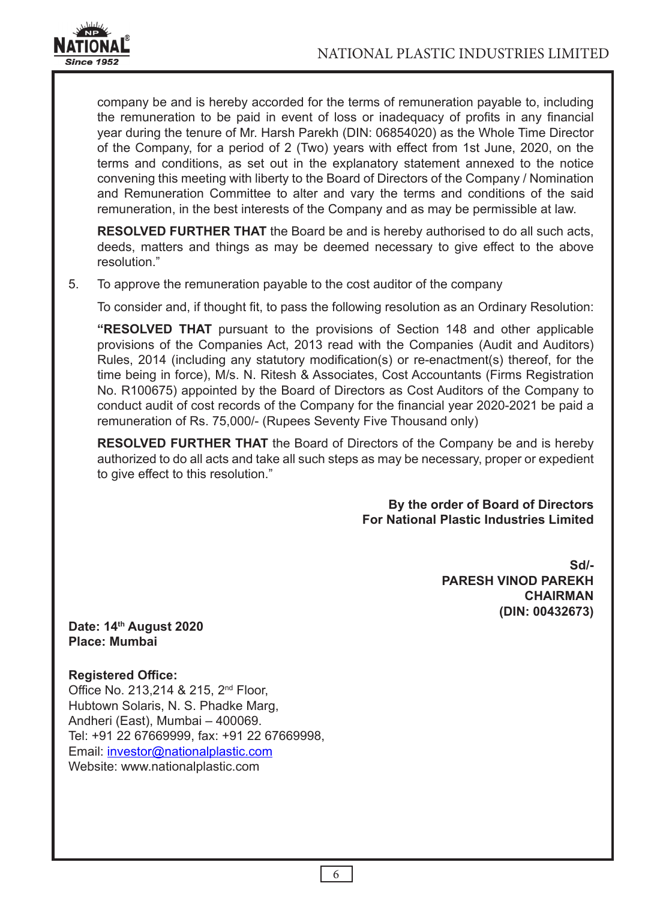company be and is hereby accorded for the terms of remuneration payable to, including the remuneration to be paid in event of loss or inadequacy of profits in any financial year during the tenure of Mr. Harsh Parekh (DIN: 06854020) as the Whole Time Director of the Company, for a period of 2 (Two) years with effect from 1st June, 2020, on the terms and conditions, as set out in the explanatory statement annexed to the notice convening this meeting with liberty to the Board of Directors of the Company / Nomination and Remuneration Committee to alter and vary the terms and conditions of the said remuneration, in the best interests of the Company and as may be permissible at law.

**RESOLVED FURTHER THAT** the Board be and is hereby authorised to do all such acts, deeds, matters and things as may be deemed necessary to give effect to the above resolution."

5. To approve the remuneration payable to the cost auditor of the company

   To consider and, if thought fit, to pass the following resolution as an Ordinary Resolution:

   **"RESOLVED THAT** pursuant to the provisions of Section 148 and other applicable provisions of the Companies Act, 2013 read with the Companies (Audit and Auditors) Rules, 2014 (including any statutory modification(s) or re-enactment(s) thereof, for the time being in force), M/s. N. Ritesh & Associates, Cost Accountants (Firms Registration No. R100675) appointed by the Board of Directors as Cost Auditors of the Company to conduct audit of cost records of the Company for the financial year 2020-2021 be paid a remuneration of Rs. 75,000/- (Rupees Seventy Five Thousand only)

   **RESOLVED FURTHER THAT** the Board of Directors of the Company be and is hereby authorized to do all acts and take all such steps as may be necessary, proper or expedient to give effect to this resolution."

**By the order of Board of Directors**
**For National Plastic Industries Limited**

**Sd/-**
**PARESH VINOD PAREKH**
**CHAIRMAN**
**(DIN: 00432673)**

**Date: 14th August 2020**
**Place: Mumbai**

**Registered Office:**
Office No. 213,214 & 215, 2nd Floor,
Hubtown Solaris, N. S. Phadke Marg,
Andheri (East), Mumbai – 400069.
Tel: +91 22 67669999, fax: +91 22 67669998,
Email: investor@nationalplastic.com
Website: www.nationalplastic.com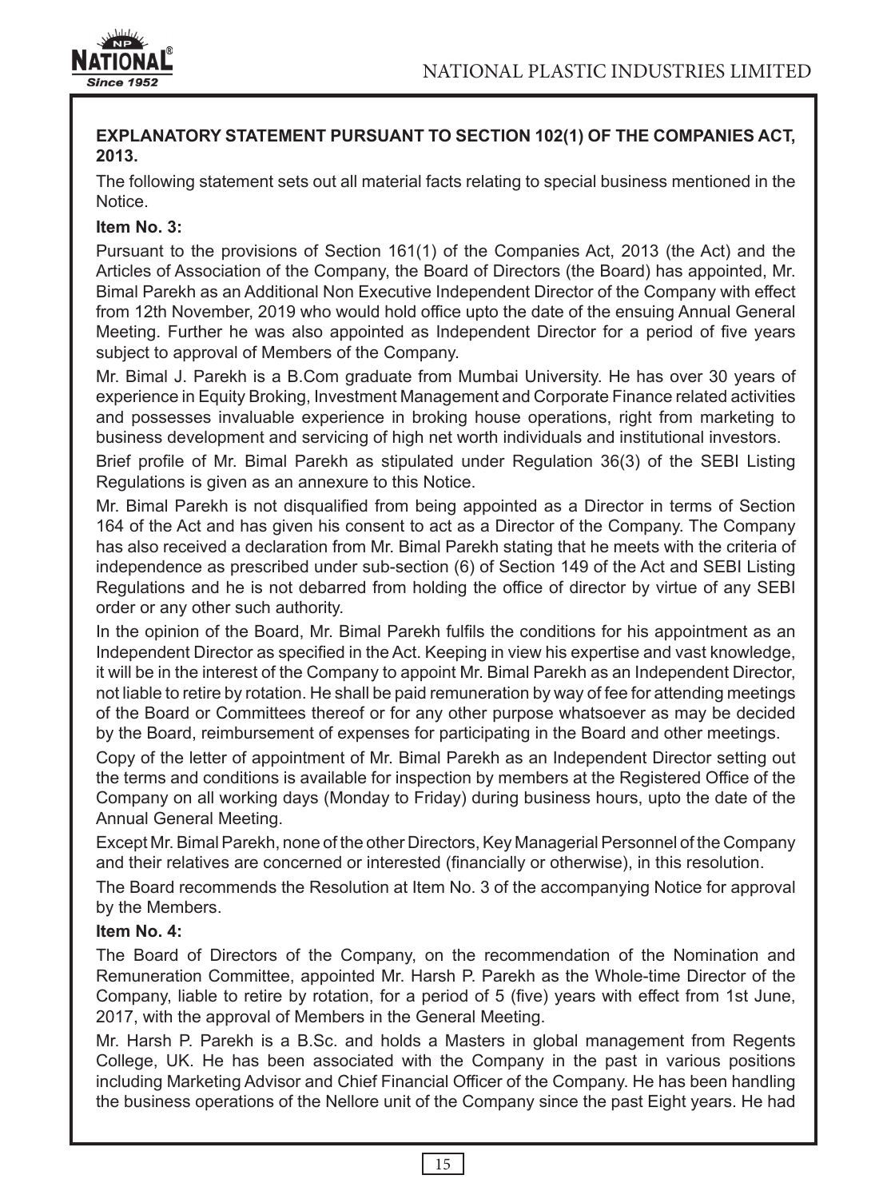**EXPLANATORY STATEMENT PURSUANT TO SECTION 102(1) OF THE COMPANIES ACT, 2013.**

The following statement sets out all material facts relating to special business mentioned in the Notice.

**Item No. 3:**

Pursuant to the provisions of Section 161(1) of the Companies Act, 2013 (the Act) and the Articles of Association of the Company, the Board of Directors (the Board) has appointed, Mr. Bimal Parekh as an Additional Non Executive Independent Director of the Company with effect from 12th November, 2019 who would hold office upto the date of the ensuing Annual General Meeting. Further he was also appointed as Independent Director for a period of five years subject to approval of Members of the Company.

Mr. Bimal J. Parekh is a B.Com graduate from Mumbai University. He has over 30 years of experience in Equity Broking, Investment Management and Corporate Finance related activities and possesses invaluable experience in broking house operations, right from marketing to business development and servicing of high net worth individuals and institutional investors.

Brief profile of Mr. Bimal Parekh as stipulated under Regulation 36(3) of the SEBI Listing Regulations is given as an annexure to this Notice.

Mr. Bimal Parekh is not disqualified from being appointed as a Director in terms of Section 164 of the Act and has given his consent to act as a Director of the Company. The Company has also received a declaration from Mr. Bimal Parekh stating that he meets with the criteria of independence as prescribed under sub-section (6) of Section 149 of the Act and SEBI Listing Regulations and he is not debarred from holding the office of director by virtue of any SEBI order or any other such authority.

In the opinion of the Board, Mr. Bimal Parekh fulfils the conditions for his appointment as an Independent Director as specified in the Act. Keeping in view his expertise and vast knowledge, it will be in the interest of the Company to appoint Mr. Bimal Parekh as an Independent Director, not liable to retire by rotation. He shall be paid remuneration by way of fee for attending meetings of the Board or Committees thereof or for any other purpose whatsoever as may be decided by the Board, reimbursement of expenses for participating in the Board and other meetings.

Copy of the letter of appointment of Mr. Bimal Parekh as an Independent Director setting out the terms and conditions is available for inspection by members at the Registered Office of the Company on all working days (Monday to Friday) during business hours, upto the date of the Annual General Meeting.

Except Mr. Bimal Parekh, none of the other Directors, Key Managerial Personnel of the Company and their relatives are concerned or interested (financially or otherwise), in this resolution.

The Board recommends the Resolution at Item No. 3 of the accompanying Notice for approval by the Members.

**Item No. 4:**

The Board of Directors of the Company, on the recommendation of the Nomination and Remuneration Committee, appointed Mr. Harsh P. Parekh as the Whole-time Director of the Company, liable to retire by rotation, for a period of 5 (five) years with effect from 1st June, 2017, with the approval of Members in the General Meeting.

Mr. Harsh P. Parekh is a B.Sc. and holds a Masters in global management from Regents College, UK. He has been associated with the Company in the past in various positions including Marketing Advisor and Chief Financial Officer of the Company. He has been handling the business operations of the Nellore unit of the Company since the past Eight years. He had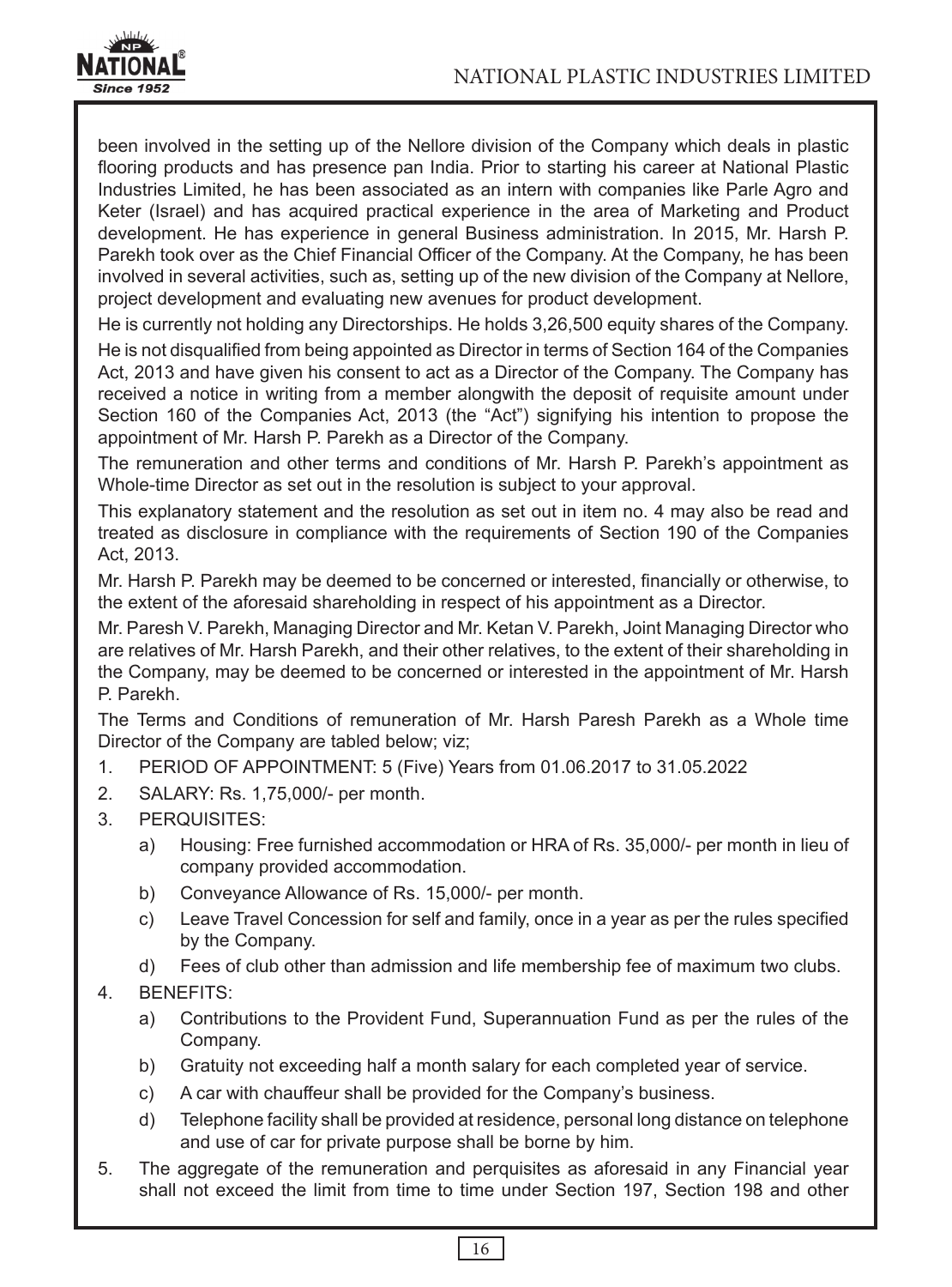been involved in the setting up of the Nellore division of the Company which deals in plastic flooring products and has presence pan India. Prior to starting his career at National Plastic Industries Limited, he has been associated as an intern with companies like Parle Agro and Keter (Israel) and has acquired practical experience in the area of Marketing and Product development. He has experience in general Business administration. In 2015, Mr. Harsh P. Parekh took over as the Chief Financial Officer of the Company. At the Company, he has been involved in several activities, such as, setting up of the new division of the Company at Nellore, project development and evaluating new avenues for product development.

He is currently not holding any Directorships. He holds 3,26,500 equity shares of the Company.

He is not disqualified from being appointed as Director in terms of Section 164 of the Companies Act, 2013 and have given his consent to act as a Director of the Company. The Company has received a notice in writing from a member alongwith the deposit of requisite amount under Section 160 of the Companies Act, 2013 (the "Act") signifying his intention to propose the appointment of Mr. Harsh P. Parekh as a Director of the Company.

The remuneration and other terms and conditions of Mr. Harsh P. Parekh's appointment as Whole-time Director as set out in the resolution is subject to your approval.

This explanatory statement and the resolution as set out in item no. 4 may also be read and treated as disclosure in compliance with the requirements of Section 190 of the Companies Act, 2013.

Mr. Harsh P. Parekh may be deemed to be concerned or interested, financially or otherwise, to the extent of the aforesaid shareholding in respect of his appointment as a Director.

Mr. Paresh V. Parekh, Managing Director and Mr. Ketan V. Parekh, Joint Managing Director who are relatives of Mr. Harsh Parekh, and their other relatives, to the extent of their shareholding in the Company, may be deemed to be concerned or interested in the appointment of Mr. Harsh P. Parekh.

The Terms and Conditions of remuneration of Mr. Harsh Paresh Parekh as a Whole time Director of the Company are tabled below; viz;

1. PERIOD OF APPOINTMENT: 5 (Five) Years from 01.06.2017 to 31.05.2022
2. SALARY: Rs. 1,75,000/- per month.
3. PERQUISITES:
   a) Housing: Free furnished accommodation or HRA of Rs. 35,000/- per month in lieu of company provided accommodation.
   b) Conveyance Allowance of Rs. 15,000/- per month.
   c) Leave Travel Concession for self and family, once in a year as per the rules specified by the Company.
   d) Fees of club other than admission and life membership fee of maximum two clubs.
4. BENEFITS:
   a) Contributions to the Provident Fund, Superannuation Fund as per the rules of the Company.
   b) Gratuity not exceeding half a month salary for each completed year of service.
   c) A car with chauffeur shall be provided for the Company's business.
   d) Telephone facility shall be provided at residence, personal long distance on telephone and use of car for private purpose shall be borne by him.
5. The aggregate of the remuneration and perquisites as aforesaid in any Financial year shall not exceed the limit from time to time under Section 197, Section 198 and other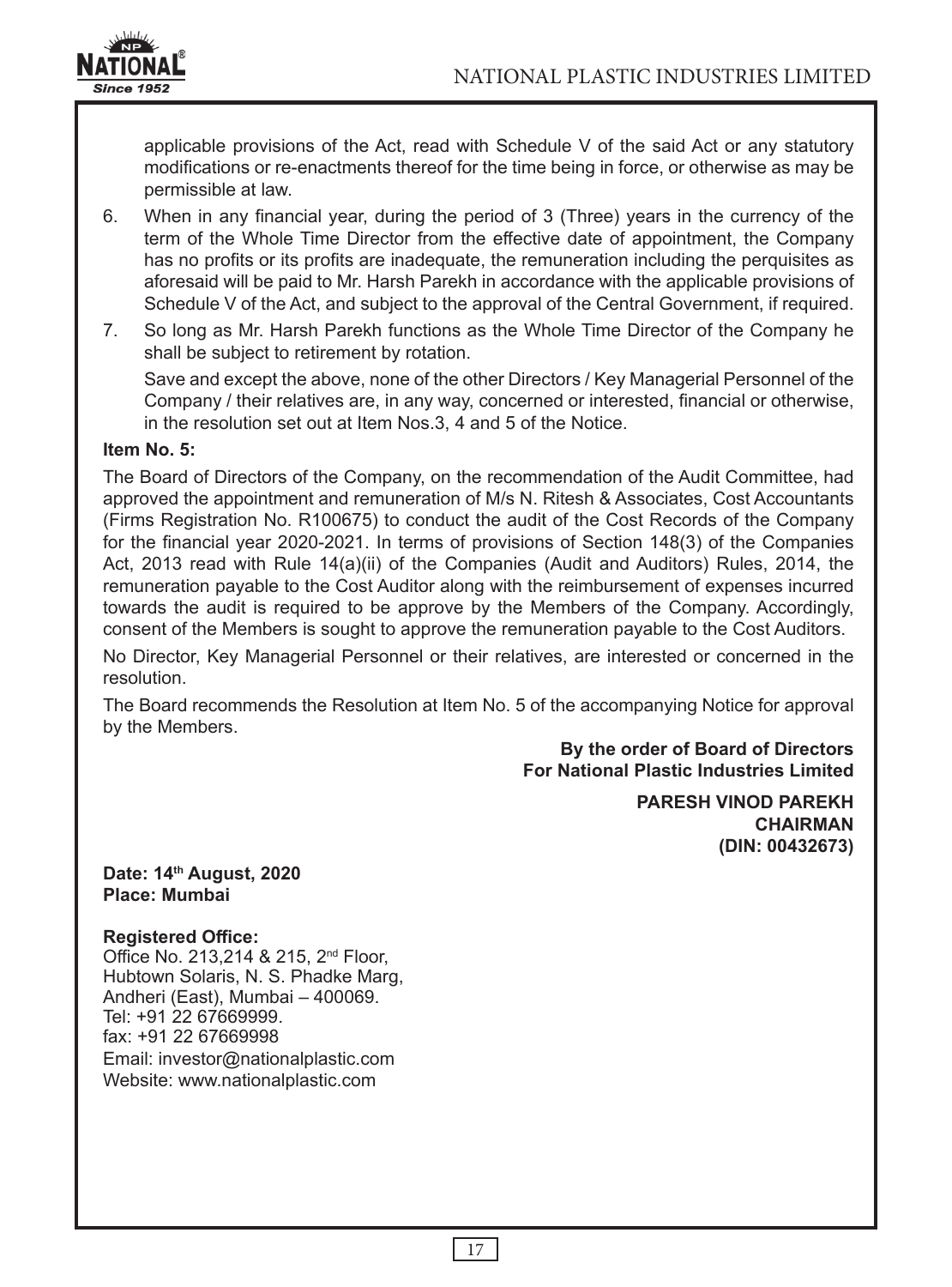applicable provisions of the Act, read with Schedule V of the said Act or any statutory modifications or re-enactments thereof for the time being in force, or otherwise as may be permissible at law.

6. When in any financial year, during the period of 3 (Three) years in the currency of the term of the Whole Time Director from the effective date of appointment, the Company has no profits or its profits are inadequate, the remuneration including the perquisites as aforesaid will be paid to Mr. Harsh Parekh in accordance with the applicable provisions of Schedule V of the Act, and subject to the approval of the Central Government, if required.

7. So long as Mr. Harsh Parekh functions as the Whole Time Director of the Company he shall be subject to retirement by rotation.

   Save and except the above, none of the other Directors / Key Managerial Personnel of the Company / their relatives are, in any way, concerned or interested, financial or otherwise, in the resolution set out at Item Nos.3, 4 and 5 of the Notice.

**Item No. 5:**

The Board of Directors of the Company, on the recommendation of the Audit Committee, had approved the appointment and remuneration of M/s N. Ritesh & Associates, Cost Accountants (Firms Registration No. R100675) to conduct the audit of the Cost Records of the Company for the financial year 2020-2021. In terms of provisions of Section 148(3) of the Companies Act, 2013 read with Rule 14(a)(ii) of the Companies (Audit and Auditors) Rules, 2014, the remuneration payable to the Cost Auditor along with the reimbursement of expenses incurred towards the audit is required to be approve by the Members of the Company. Accordingly, consent of the Members is sought to approve the remuneration payable to the Cost Auditors.

No Director, Key Managerial Personnel or their relatives, are interested or concerned in the resolution.

The Board recommends the Resolution at Item No. 5 of the accompanying Notice for approval by the Members.

**By the order of Board of Directors**
**For National Plastic Industries Limited**

**PARESH VINOD PAREKH**
**CHAIRMAN**
**(DIN: 00432673)**

**Date: 14th August, 2020**
**Place: Mumbai**

**Registered Office:**
Office No. 213,214 & 215, 2nd Floor,
Hubtown Solaris, N. S. Phadke Marg,
Andheri (East), Mumbai – 400069.
Tel: +91 22 67669999.
fax: +91 22 67669998
Email: investor@nationalplastic.com
Website: www.nationalplastic.com